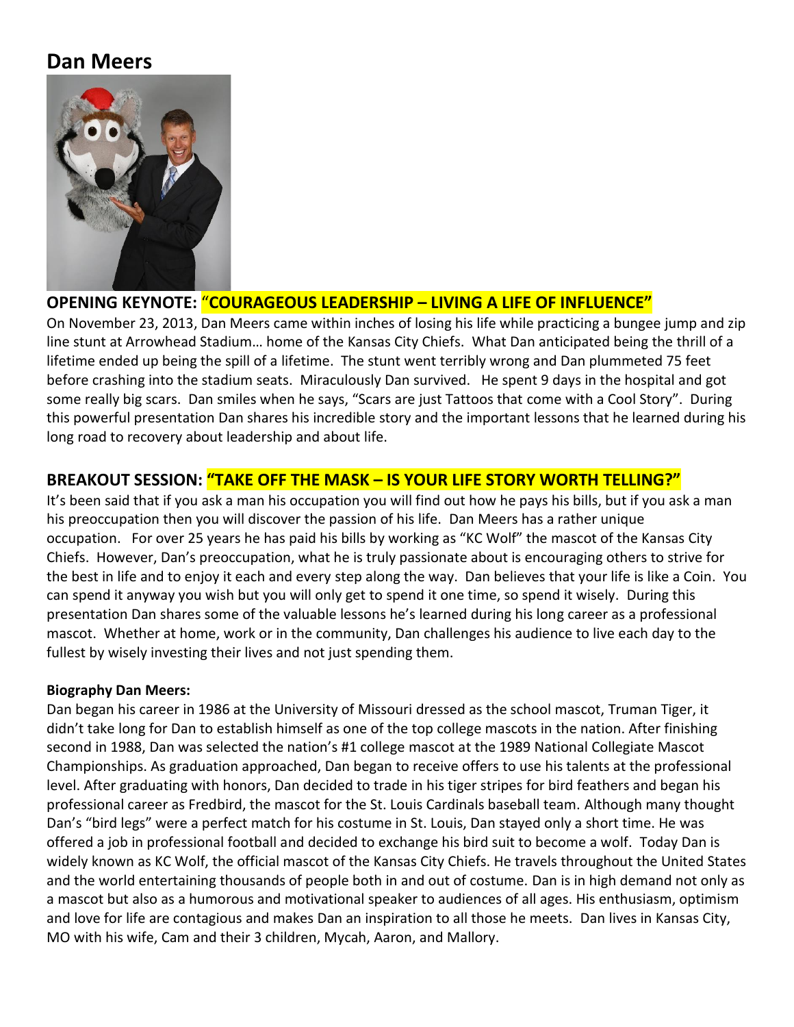# Dan Meers

## OPENING KEYNOTE: "COURAGEOUS LEADERSHIP – LIVING A LIFE OF INFLUENCE"

On November 23, 2013, Dan Meers came within inches of losing his life while practicing a bungee jump and zip line stunt at Arrowhead Stadium… home of the Kansas City Chiefs. What Dan anticipated being the thrill of a lifetime ended up being the spill of a lifetime. The stunt went terribly wrong and Dan plummeted 75 feet before crashing into the stadium seats. Miraculously Dan survived. He spent 9 days in the hospital and got some really big scars. Dan smiles when he says, "Scars are just Tattoos that come with a Cool Story". During this powerful presentation Dan shares his incredible story and the important lessons that he learned during his long road to recovery about leadership and about life.

## BREAKOUT SESSION: "TAKE OFF THE MASK – IS YOUR LIFE STORY WORTH TELLING?"

It's been said that if you ask a man his occupation you will find out how he pays his bills, but if you ask a man his preoccupation then you will discover the passion of his life. Dan Meers has a rather unique occupation. For over 25 years he has paid his bills by working as "KC Wolf" the mascot of the Kansas City Chiefs. However, Dan's preoccupation, what he is truly passionate about is encouraging others to strive for the best in life and to enjoy it each and every step along the way. Dan believes that your life is like a Coin. You can spend it anyway you wish but you will only get to spend it one time, so spend it wisely. During this presentation Dan shares some of the valuable lessons he's learned during his long career as a professional mascot. Whether at home, work or in the community, Dan challenges his audience to live each day to the fullest by wisely investing their lives and not just spending them.

**Biography Dan Meers:**

Dan began his career in 1986 at the University of Missouri dressed as the school mascot, Truman Tiger, it didn't take long for Dan to establish himself as one of the top college mascots in the nation. After finishing second in 1988, Dan was selected the nation's #1 college mascot at the 1989 National Collegiate Mascot Championships. As graduation approached, Dan began to receive offers to use his talents at the professional level. After graduating with honors, Dan decided to trade in his tiger stripes for bird feathers and began his professional career as Fredbird, the mascot for the St. Louis Cardinals baseball team. Although many thought Dan's "bird legs" were a perfect match for his costume in St. Louis, Dan stayed only a short time. He was offered a job in professional football and decided to exchange his bird suit to become a wolf. Today Dan is widely known as KC Wolf, the official mascot of the Kansas City Chiefs. He travels throughout the United States and the world entertaining thousands of people both in and out of costume. Dan is in high demand not only as a mascot but also as a humorous and motivational speaker to audiences of all ages. His enthusiasm, optimism and love for life are contagious and makes Dan an inspiration to all those he meets. Dan lives in Kansas City, MO with his wife, Cam and their 3 children, Mycah, Aaron, and Mallory.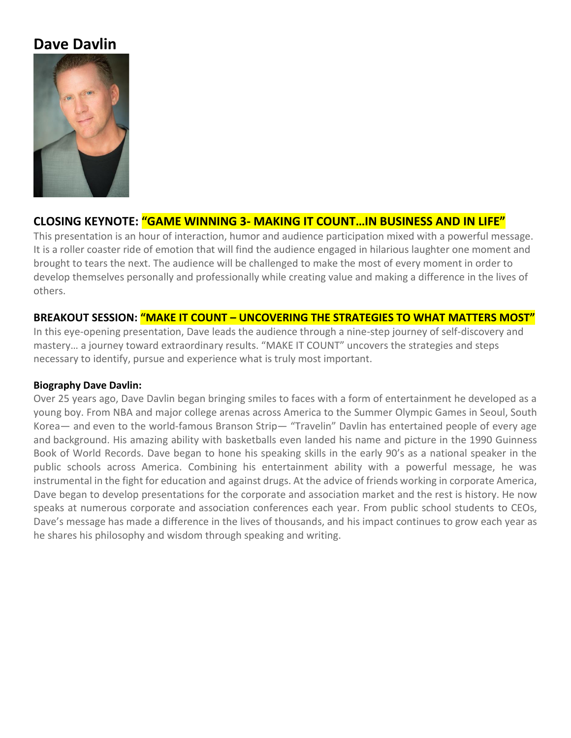# Dave Davlin

## CLOSING KEYNOTE: "GAME WINNING 3- MAKING IT COUNT…IN BUSINESS AND IN LIFE"

This presentation is an hour of interaction, humor and audience participation mixed with a powerful message. It is a roller coaster ride of emotion that will find the audience engaged in hilarious laughter one moment and brought to tears the next. The audience will be challenged to make the most of every moment in order to develop themselves personally and professionally while creating value and making a difference in the lives of others.

## BREAKOUT SESSION: "MAKE IT COUNT – UNCOVERING THE STRATEGIES TO WHAT MATTERS MOST"

In this eye-opening presentation, Dave leads the audience through a nine-step journey of self-discovery and mastery… a journey toward extraordinary results. "MAKE IT COUNT" uncovers the strategies and steps necessary to identify, pursue and experience what is truly most important.

**Biography Dave Davlin:**

Over 25 years ago, Dave Davlin began bringing smiles to faces with a form of entertainment he developed as a young boy. From NBA and major college arenas across America to the Summer Olympic Games in Seoul, South Korea— and even to the world-famous Branson Strip— "Travelin" Davlin has entertained people of every age and background. His amazing ability with basketballs even landed his name and picture in the 1990 Guinness Book of World Records. Dave began to hone his speaking skills in the early 90's as a national speaker in the public schools across America. Combining his entertainment ability with a powerful message, he was instrumental in the fight for education and against drugs. At the advice of friends working in corporate America, Dave began to develop presentations for the corporate and association market and the rest is history. He now speaks at numerous corporate and association conferences each year. From public school students to CEOs, Dave's message has made a difference in the lives of thousands, and his impact continues to grow each year as he shares his philosophy and wisdom through speaking and writing.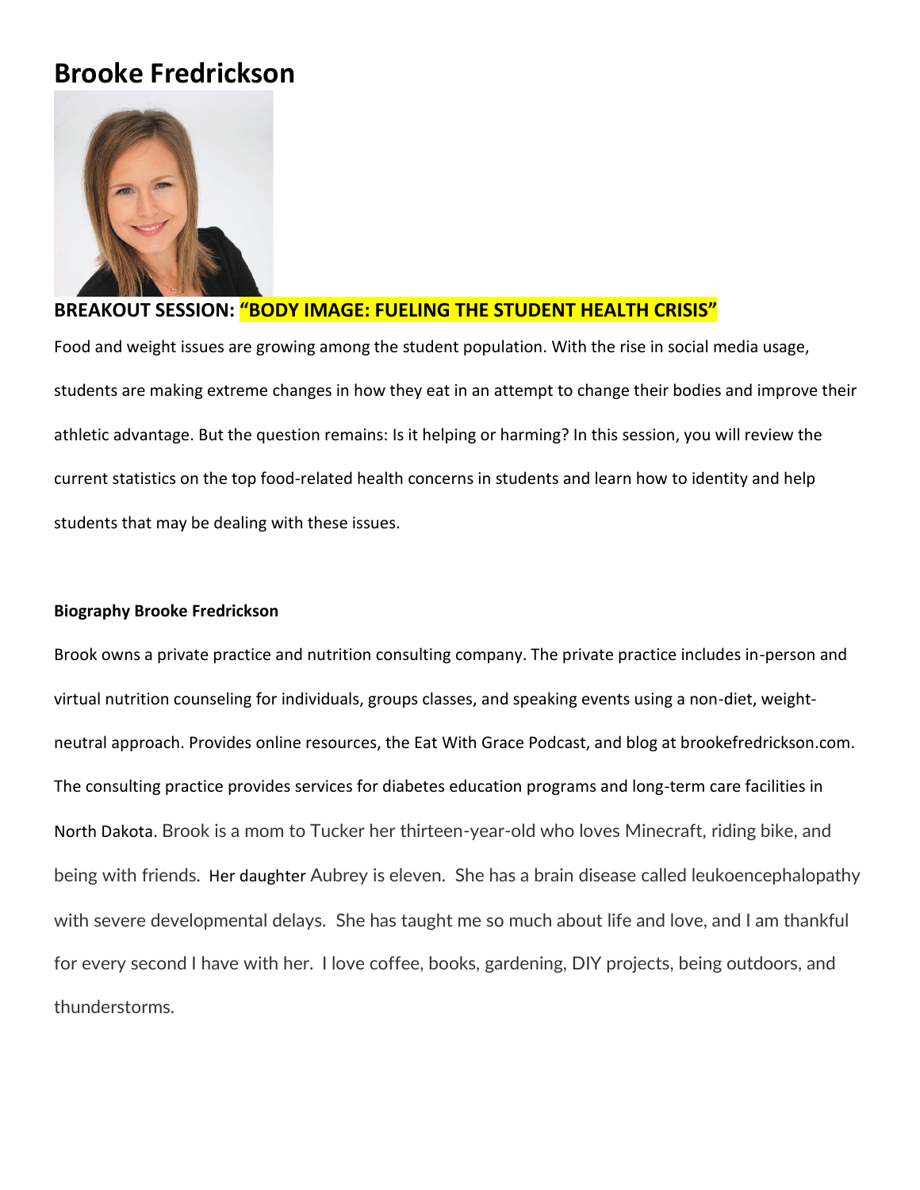# Brooke Fredrickson

**BREAKOUT SESSION: "BODY IMAGE: FUELING THE STUDENT HEALTH CRISIS"**

Food and weight issues are growing among the student population. With the rise in social media usage, students are making extreme changes in how they eat in an attempt to change their bodies and improve their athletic advantage. But the question remains: Is it helping or harming? In this session, you will review the current statistics on the top food-related health concerns in students and learn how to identity and help students that may be dealing with these issues.

**Biography Brooke Fredrickson**

Brook owns a private practice and nutrition consulting company. The private practice includes in-person and virtual nutrition counseling for individuals, groups classes, and speaking events using a non-diet, weight-neutral approach. Provides online resources, the Eat With Grace Podcast, and blog at brookefredrickson.com. The consulting practice provides services for diabetes education programs and long-term care facilities in North Dakota. Brook is a mom to Tucker her thirteen-year-old who loves Minecraft, riding bike, and being with friends. Her daughter Aubrey is eleven. She has a brain disease called leukoencephalopathy with severe developmental delays. She has taught me so much about life and love, and I am thankful for every second I have with her. I love coffee, books, gardening, DIY projects, being outdoors, and thunderstorms.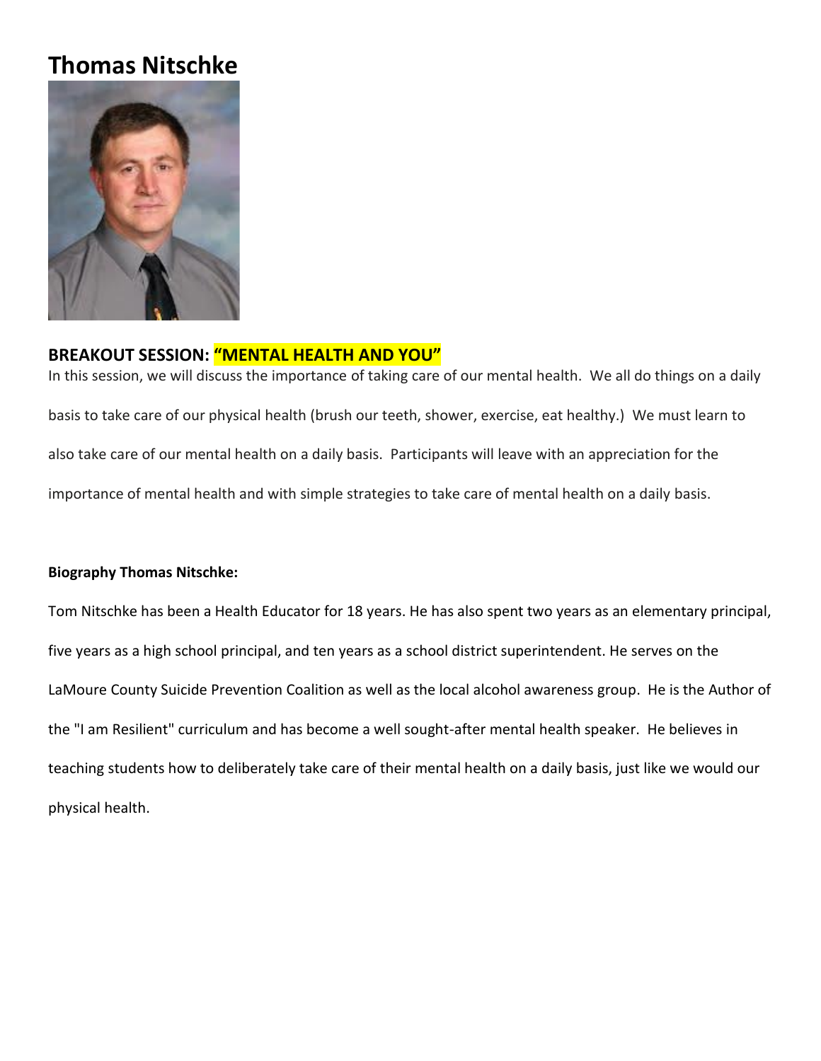# Thomas Nitschke

## BREAKOUT SESSION: "MENTAL HEALTH AND YOU"

In this session, we will discuss the importance of taking care of our mental health. We all do things on a daily basis to take care of our physical health (brush our teeth, shower, exercise, eat healthy.) We must learn to also take care of our mental health on a daily basis. Participants will leave with an appreciation for the importance of mental health and with simple strategies to take care of mental health on a daily basis.

**Biography Thomas Nitschke:**

Tom Nitschke has been a Health Educator for 18 years. He has also spent two years as an elementary principal, five years as a high school principal, and ten years as a school district superintendent. He serves on the LaMoure County Suicide Prevention Coalition as well as the local alcohol awareness group. He is the Author of the "I am Resilient" curriculum and has become a well sought-after mental health speaker. He believes in teaching students how to deliberately take care of their mental health on a daily basis, just like we would our physical health.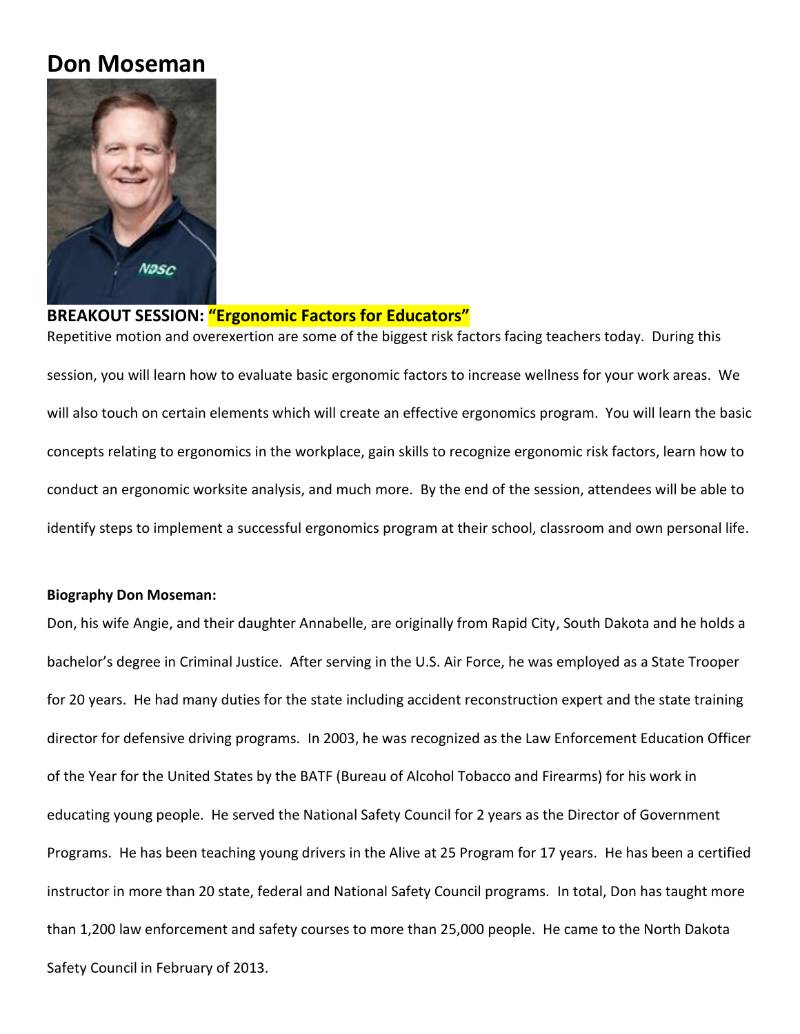# Don Moseman

**BREAKOUT SESSION: "Ergonomic Factors for Educators"**

Repetitive motion and overexertion are some of the biggest risk factors facing teachers today. During this session, you will learn how to evaluate basic ergonomic factors to increase wellness for your work areas. We will also touch on certain elements which will create an effective ergonomics program. You will learn the basic concepts relating to ergonomics in the workplace, gain skills to recognize ergonomic risk factors, learn how to conduct an ergonomic worksite analysis, and much more. By the end of the session, attendees will be able to identify steps to implement a successful ergonomics program at their school, classroom and own personal life.

**Biography Don Moseman:**

Don, his wife Angie, and their daughter Annabelle, are originally from Rapid City, South Dakota and he holds a bachelor's degree in Criminal Justice. After serving in the U.S. Air Force, he was employed as a State Trooper for 20 years. He had many duties for the state including accident reconstruction expert and the state training director for defensive driving programs. In 2003, he was recognized as the Law Enforcement Education Officer of the Year for the United States by the BATF (Bureau of Alcohol Tobacco and Firearms) for his work in educating young people. He served the National Safety Council for 2 years as the Director of Government Programs. He has been teaching young drivers in the Alive at 25 Program for 17 years. He has been a certified instructor in more than 20 state, federal and National Safety Council programs. In total, Don has taught more than 1,200 law enforcement and safety courses to more than 25,000 people. He came to the North Dakota Safety Council in February of 2013.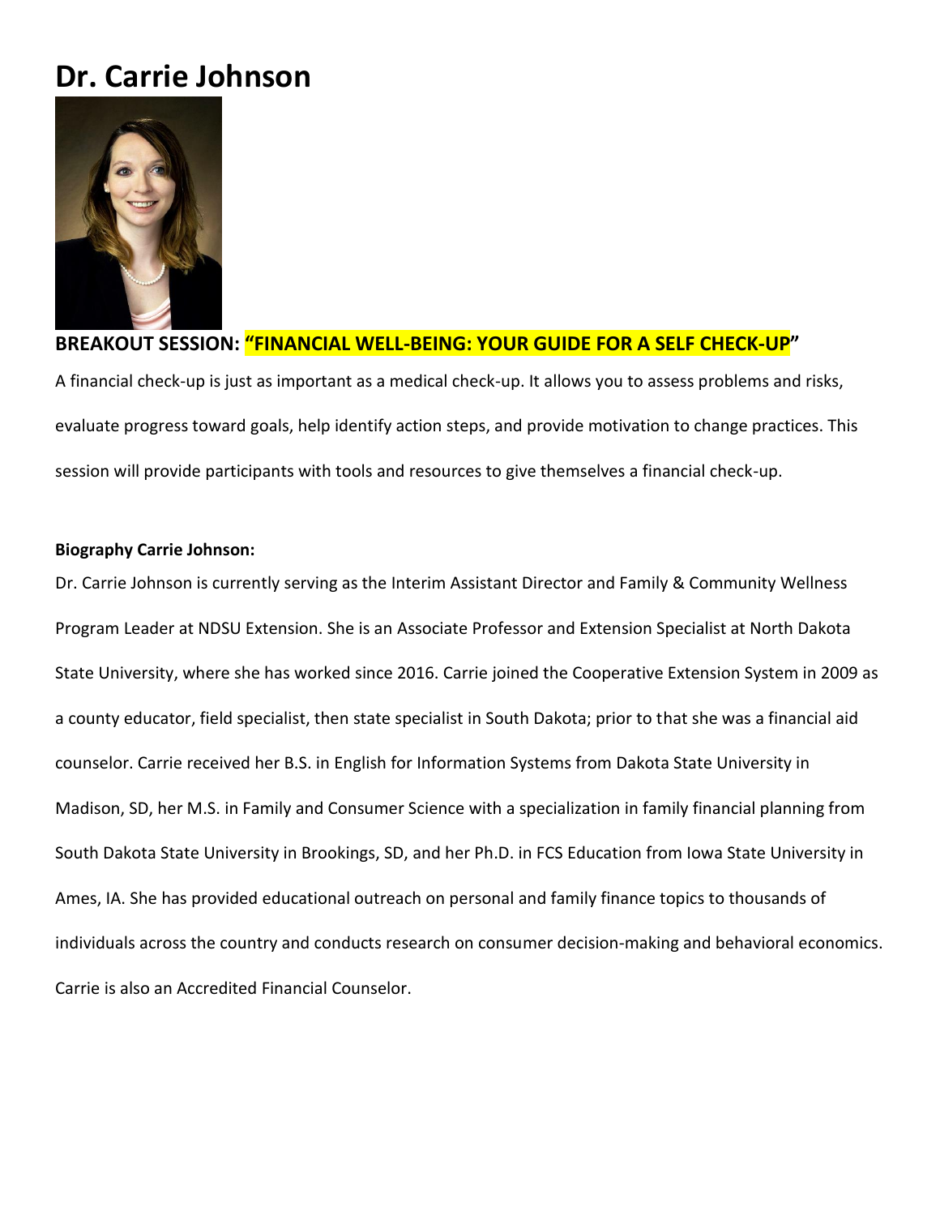# Dr. Carrie Johnson

**BREAKOUT SESSION: "FINANCIAL WELL-BEING: YOUR GUIDE FOR A SELF CHECK-UP"**

A financial check-up is just as important as a medical check-up. It allows you to assess problems and risks, evaluate progress toward goals, help identify action steps, and provide motivation to change practices. This session will provide participants with tools and resources to give themselves a financial check-up.

**Biography Carrie Johnson:**

Dr. Carrie Johnson is currently serving as the Interim Assistant Director and Family & Community Wellness Program Leader at NDSU Extension. She is an Associate Professor and Extension Specialist at North Dakota State University, where she has worked since 2016. Carrie joined the Cooperative Extension System in 2009 as a county educator, field specialist, then state specialist in South Dakota; prior to that she was a financial aid counselor. Carrie received her B.S. in English for Information Systems from Dakota State University in Madison, SD, her M.S. in Family and Consumer Science with a specialization in family financial planning from South Dakota State University in Brookings, SD, and her Ph.D. in FCS Education from Iowa State University in Ames, IA. She has provided educational outreach on personal and family finance topics to thousands of individuals across the country and conducts research on consumer decision-making and behavioral economics. Carrie is also an Accredited Financial Counselor.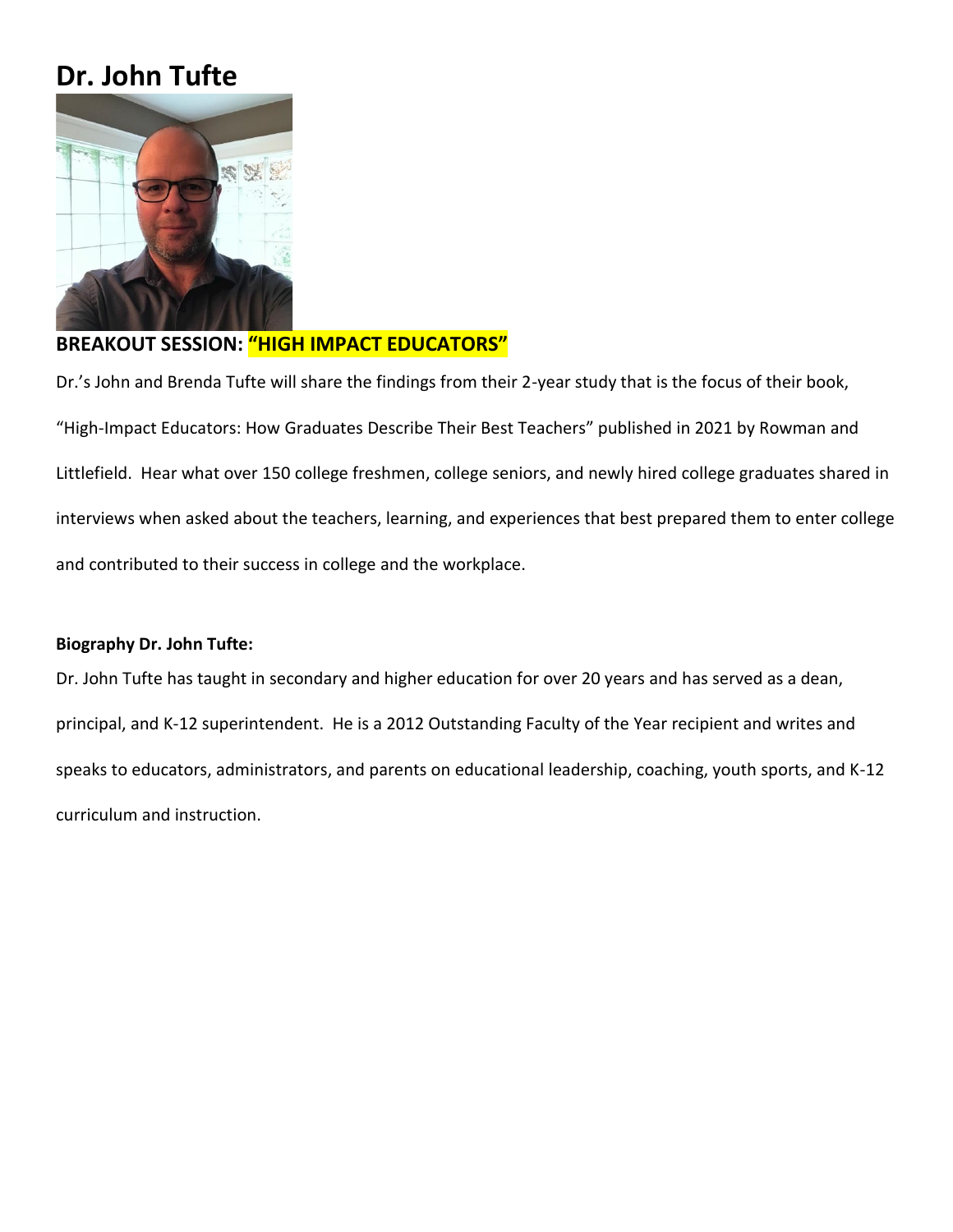# Dr. John Tufte

**BREAKOUT SESSION: "HIGH IMPACT EDUCATORS"**

Dr.'s John and Brenda Tufte will share the findings from their 2-year study that is the focus of their book, "High-Impact Educators: How Graduates Describe Their Best Teachers" published in 2021 by Rowman and Littlefield. Hear what over 150 college freshmen, college seniors, and newly hired college graduates shared in interviews when asked about the teachers, learning, and experiences that best prepared them to enter college and contributed to their success in college and the workplace.

**Biography Dr. John Tufte:**

Dr. John Tufte has taught in secondary and higher education for over 20 years and has served as a dean, principal, and K-12 superintendent. He is a 2012 Outstanding Faculty of the Year recipient and writes and speaks to educators, administrators, and parents on educational leadership, coaching, youth sports, and K-12 curriculum and instruction.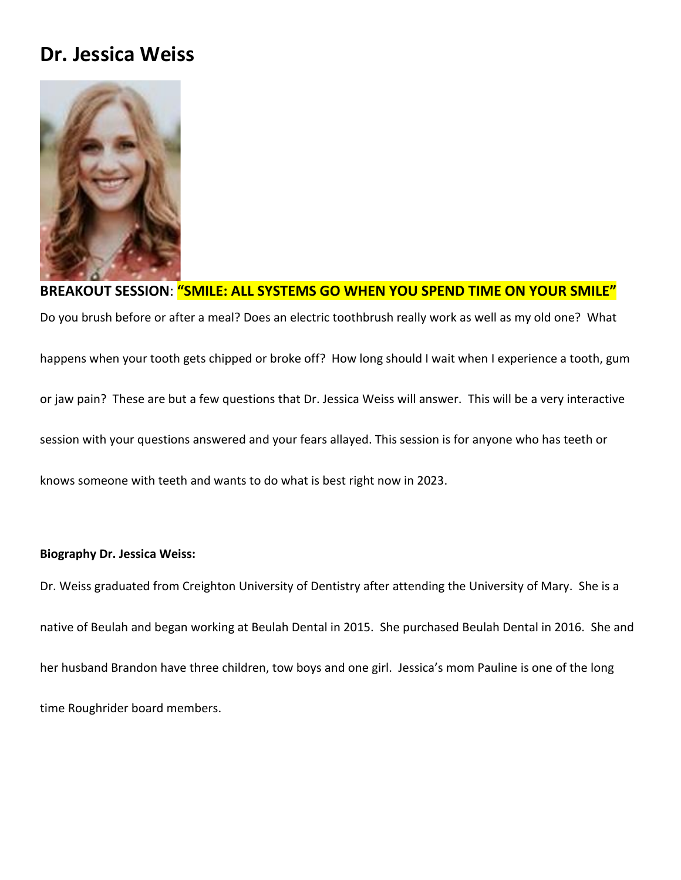# Dr. Jessica Weiss

**BREAKOUT SESSION**: **"SMILE: ALL SYSTEMS GO WHEN YOU SPEND TIME ON YOUR SMILE"**

Do you brush before or after a meal? Does an electric toothbrush really work as well as my old one? What happens when your tooth gets chipped or broke off? How long should I wait when I experience a tooth, gum or jaw pain? These are but a few questions that Dr. Jessica Weiss will answer. This will be a very interactive session with your questions answered and your fears allayed. This session is for anyone who has teeth or knows someone with teeth and wants to do what is best right now in 2023.

**Biography Dr. Jessica Weiss:**

Dr. Weiss graduated from Creighton University of Dentistry after attending the University of Mary. She is a native of Beulah and began working at Beulah Dental in 2015. She purchased Beulah Dental in 2016. She and her husband Brandon have three children, tow boys and one girl. Jessica's mom Pauline is one of the long time Roughrider board members.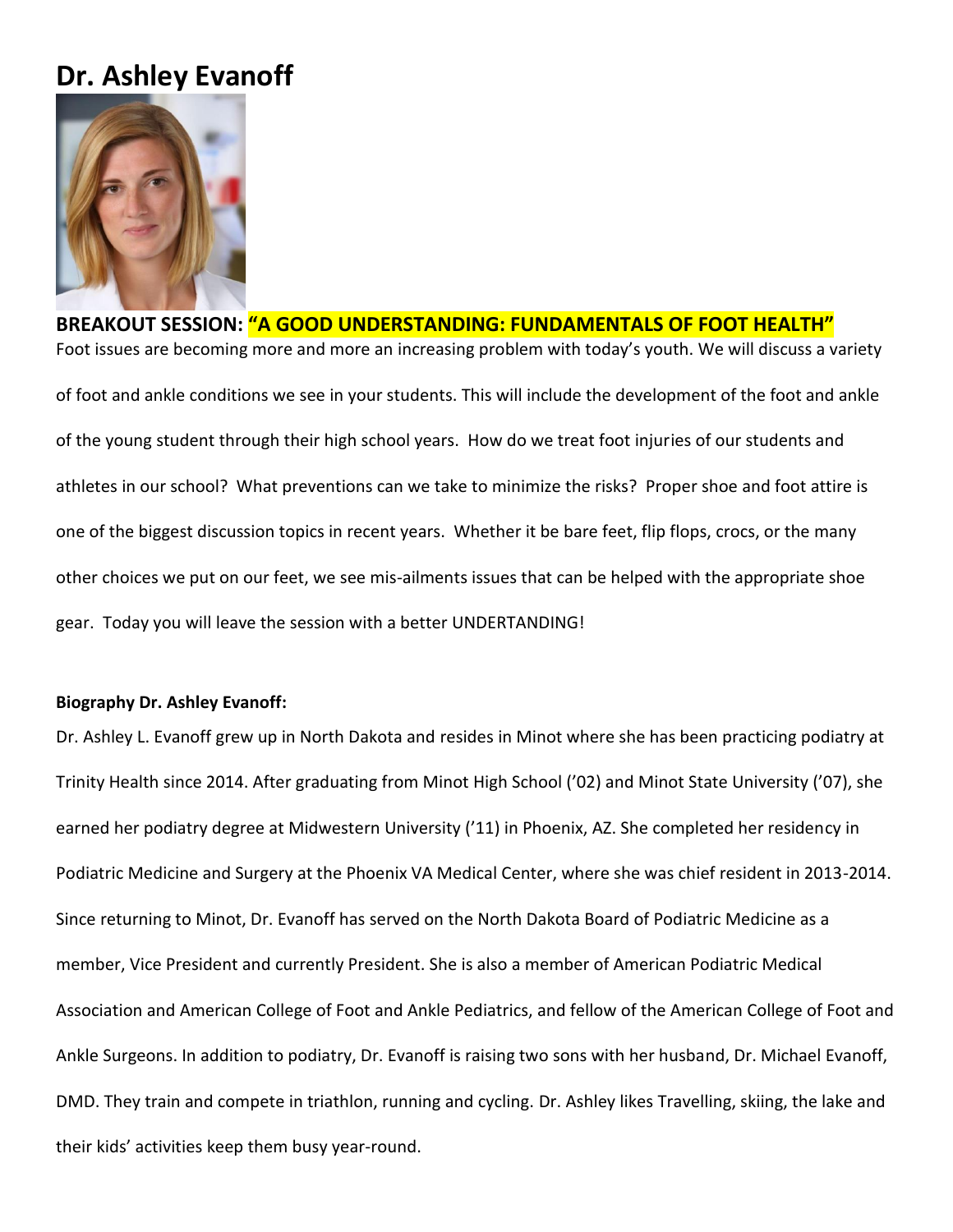# Dr. Ashley Evanoff

**BREAKOUT SESSION: "A GOOD UNDERSTANDING: FUNDAMENTALS OF FOOT HEALTH"**

Foot issues are becoming more and more an increasing problem with today's youth. We will discuss a variety of foot and ankle conditions we see in your students. This will include the development of the foot and ankle of the young student through their high school years. How do we treat foot injuries of our students and athletes in our school? What preventions can we take to minimize the risks? Proper shoe and foot attire is one of the biggest discussion topics in recent years. Whether it be bare feet, flip flops, crocs, or the many other choices we put on our feet, we see mis-ailments issues that can be helped with the appropriate shoe gear. Today you will leave the session with a better UNDERTANDING!

**Biography Dr. Ashley Evanoff:**

Dr. Ashley L. Evanoff grew up in North Dakota and resides in Minot where she has been practicing podiatry at Trinity Health since 2014. After graduating from Minot High School ('02) and Minot State University ('07), she earned her podiatry degree at Midwestern University ('11) in Phoenix, AZ. She completed her residency in Podiatric Medicine and Surgery at the Phoenix VA Medical Center, where she was chief resident in 2013-2014. Since returning to Minot, Dr. Evanoff has served on the North Dakota Board of Podiatric Medicine as a member, Vice President and currently President. She is also a member of American Podiatric Medical Association and American College of Foot and Ankle Pediatrics, and fellow of the American College of Foot and Ankle Surgeons. In addition to podiatry, Dr. Evanoff is raising two sons with her husband, Dr. Michael Evanoff, DMD. They train and compete in triathlon, running and cycling. Dr. Ashley likes Travelling, skiing, the lake and their kids' activities keep them busy year-round.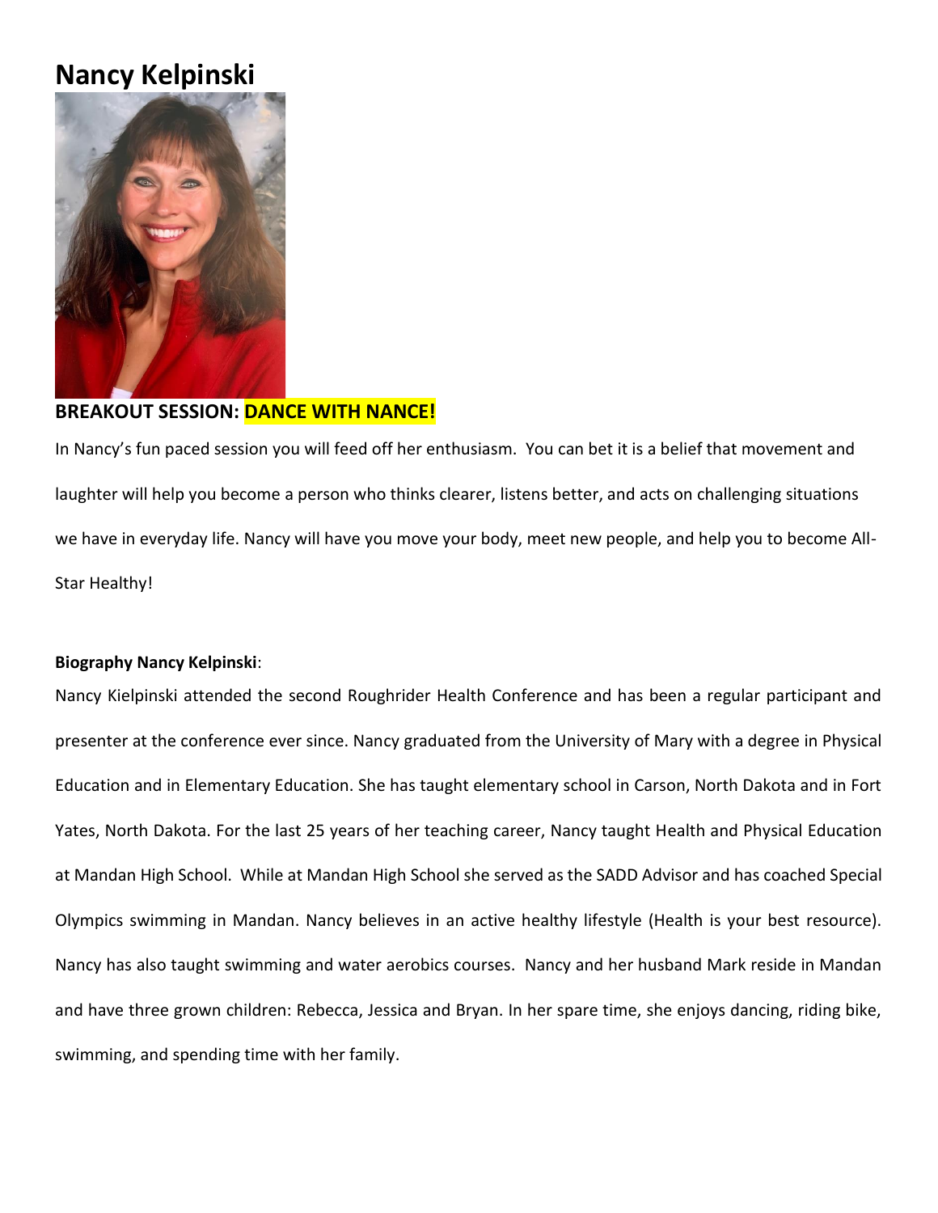# Nancy Kelpinski

**BREAKOUT SESSION: DANCE WITH NANCE!**

In Nancy's fun paced session you will feed off her enthusiasm. You can bet it is a belief that movement and laughter will help you become a person who thinks clearer, listens better, and acts on challenging situations we have in everyday life. Nancy will have you move your body, meet new people, and help you to become All-Star Healthy!

**Biography Nancy Kelpinski**:

Nancy Kielpinski attended the second Roughrider Health Conference and has been a regular participant and presenter at the conference ever since. Nancy graduated from the University of Mary with a degree in Physical Education and in Elementary Education. She has taught elementary school in Carson, North Dakota and in Fort Yates, North Dakota. For the last 25 years of her teaching career, Nancy taught Health and Physical Education at Mandan High School. While at Mandan High School she served as the SADD Advisor and has coached Special Olympics swimming in Mandan. Nancy believes in an active healthy lifestyle (Health is your best resource). Nancy has also taught swimming and water aerobics courses. Nancy and her husband Mark reside in Mandan and have three grown children: Rebecca, Jessica and Bryan. In her spare time, she enjoys dancing, riding bike, swimming, and spending time with her family.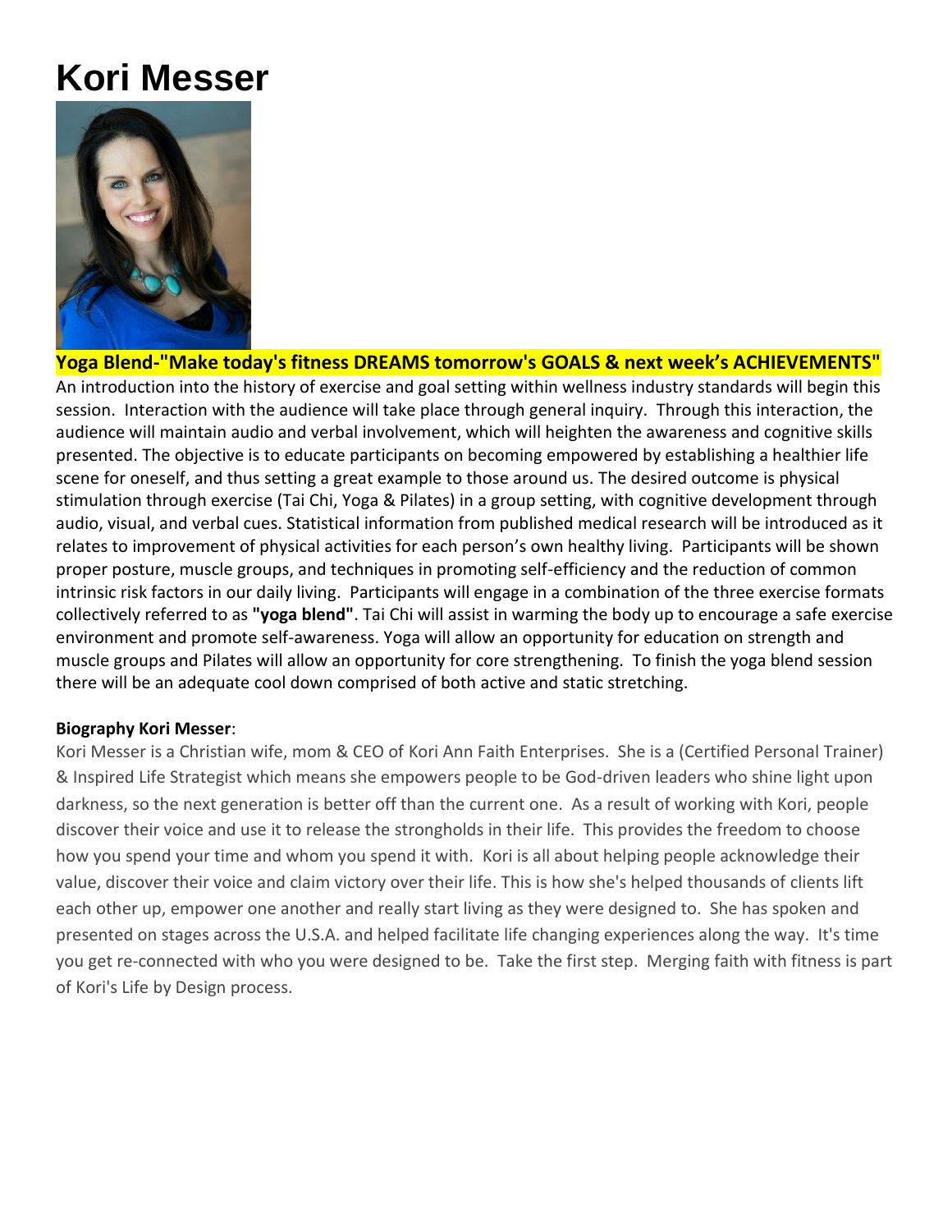# Kori Messer

**Yoga Blend-"Make today's fitness DREAMS tomorrow's GOALS & next week's ACHIEVEMENTS"**

An introduction into the history of exercise and goal setting within wellness industry standards will begin this session. Interaction with the audience will take place through general inquiry. Through this interaction, the audience will maintain audio and verbal involvement, which will heighten the awareness and cognitive skills presented. The objective is to educate participants on becoming empowered by establishing a healthier life scene for oneself, and thus setting a great example to those around us. The desired outcome is physical stimulation through exercise (Tai Chi, Yoga & Pilates) in a group setting, with cognitive development through audio, visual, and verbal cues. Statistical information from published medical research will be introduced as it relates to improvement of physical activities for each person's own healthy living. Participants will be shown proper posture, muscle groups, and techniques in promoting self-efficiency and the reduction of common intrinsic risk factors in our daily living. Participants will engage in a combination of the three exercise formats collectively referred to as **"yoga blend"**. Tai Chi will assist in warming the body up to encourage a safe exercise environment and promote self-awareness. Yoga will allow an opportunity for education on strength and muscle groups and Pilates will allow an opportunity for core strengthening. To finish the yoga blend session there will be an adequate cool down comprised of both active and static stretching.

**Biography Kori Messer**:

Kori Messer is a Christian wife, mom & CEO of Kori Ann Faith Enterprises. She is a (Certified Personal Trainer) & Inspired Life Strategist which means she empowers people to be God-driven leaders who shine light upon darkness, so the next generation is better off than the current one. As a result of working with Kori, people discover their voice and use it to release the strongholds in their life. This provides the freedom to choose how you spend your time and whom you spend it with. Kori is all about helping people acknowledge their value, discover their voice and claim victory over their life. This is how she's helped thousands of clients lift each other up, empower one another and really start living as they were designed to. She has spoken and presented on stages across the U.S.A. and helped facilitate life changing experiences along the way. It's time you get re-connected with who you were designed to be. Take the first step. Merging faith with fitness is part of Kori's Life by Design process.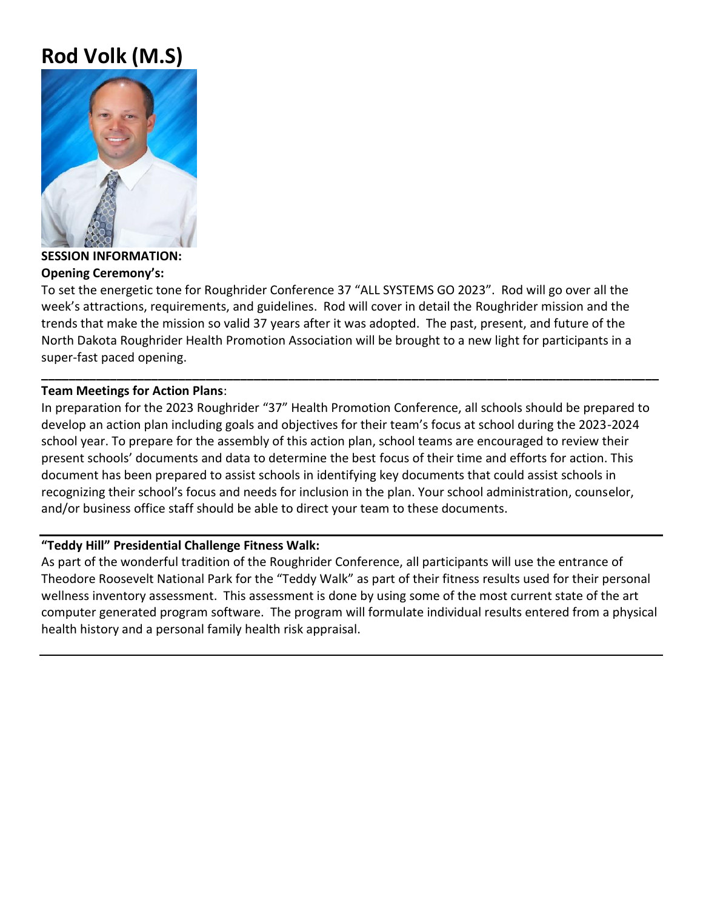# Rod Volk (M.S)

**SESSION INFORMATION:**

**Opening Ceremony's:**

To set the energetic tone for Roughrider Conference 37 "ALL SYSTEMS GO 2023". Rod will go over all the week's attractions, requirements, and guidelines. Rod will cover in detail the Roughrider mission and the trends that make the mission so valid 37 years after it was adopted. The past, present, and future of the North Dakota Roughrider Health Promotion Association will be brought to a new light for participants in a super-fast paced opening.

---

**Team Meetings for Action Plans**:

In preparation for the 2023 Roughrider "37" Health Promotion Conference, all schools should be prepared to develop an action plan including goals and objectives for their team's focus at school during the 2023-2024 school year. To prepare for the assembly of this action plan, school teams are encouraged to review their present schools' documents and data to determine the best focus of their time and efforts for action. This document has been prepared to assist schools in identifying key documents that could assist schools in recognizing their school's focus and needs for inclusion in the plan. Your school administration, counselor, and/or business office staff should be able to direct your team to these documents.

---

**"Teddy Hill" Presidential Challenge Fitness Walk:**

As part of the wonderful tradition of the Roughrider Conference, all participants will use the entrance of Theodore Roosevelt National Park for the "Teddy Walk" as part of their fitness results used for their personal wellness inventory assessment. This assessment is done by using some of the most current state of the art computer generated program software. The program will formulate individual results entered from a physical health history and a personal family health risk appraisal.

---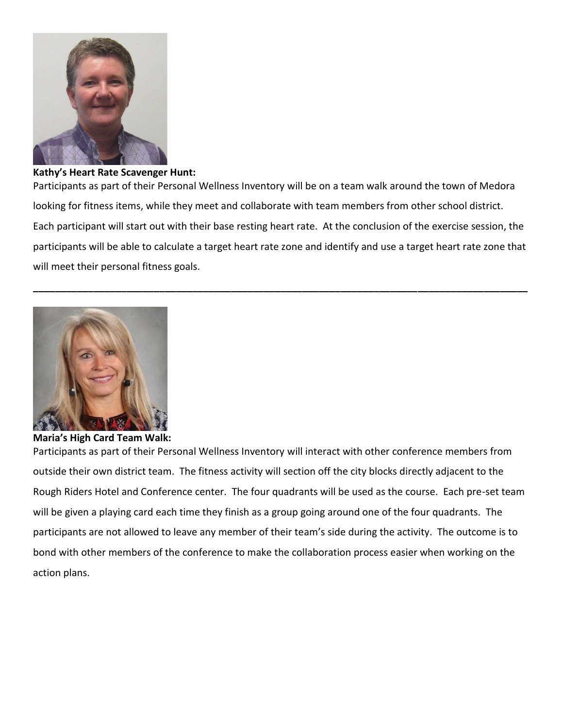**Kathy's Heart Rate Scavenger Hunt:**

Participants as part of their Personal Wellness Inventory will be on a team walk around the town of Medora looking for fitness items, while they meet and collaborate with team members from other school district. Each participant will start out with their base resting heart rate. At the conclusion of the exercise session, the participants will be able to calculate a target heart rate zone and identify and use a target heart rate zone that will meet their personal fitness goals.

---

**Maria's High Card Team Walk:**

Participants as part of their Personal Wellness Inventory will interact with other conference members from outside their own district team. The fitness activity will section off the city blocks directly adjacent to the Rough Riders Hotel and Conference center. The four quadrants will be used as the course. Each pre-set team will be given a playing card each time they finish as a group going around one of the four quadrants. The participants are not allowed to leave any member of their team's side during the activity. The outcome is to bond with other members of the conference to make the collaboration process easier when working on the action plans.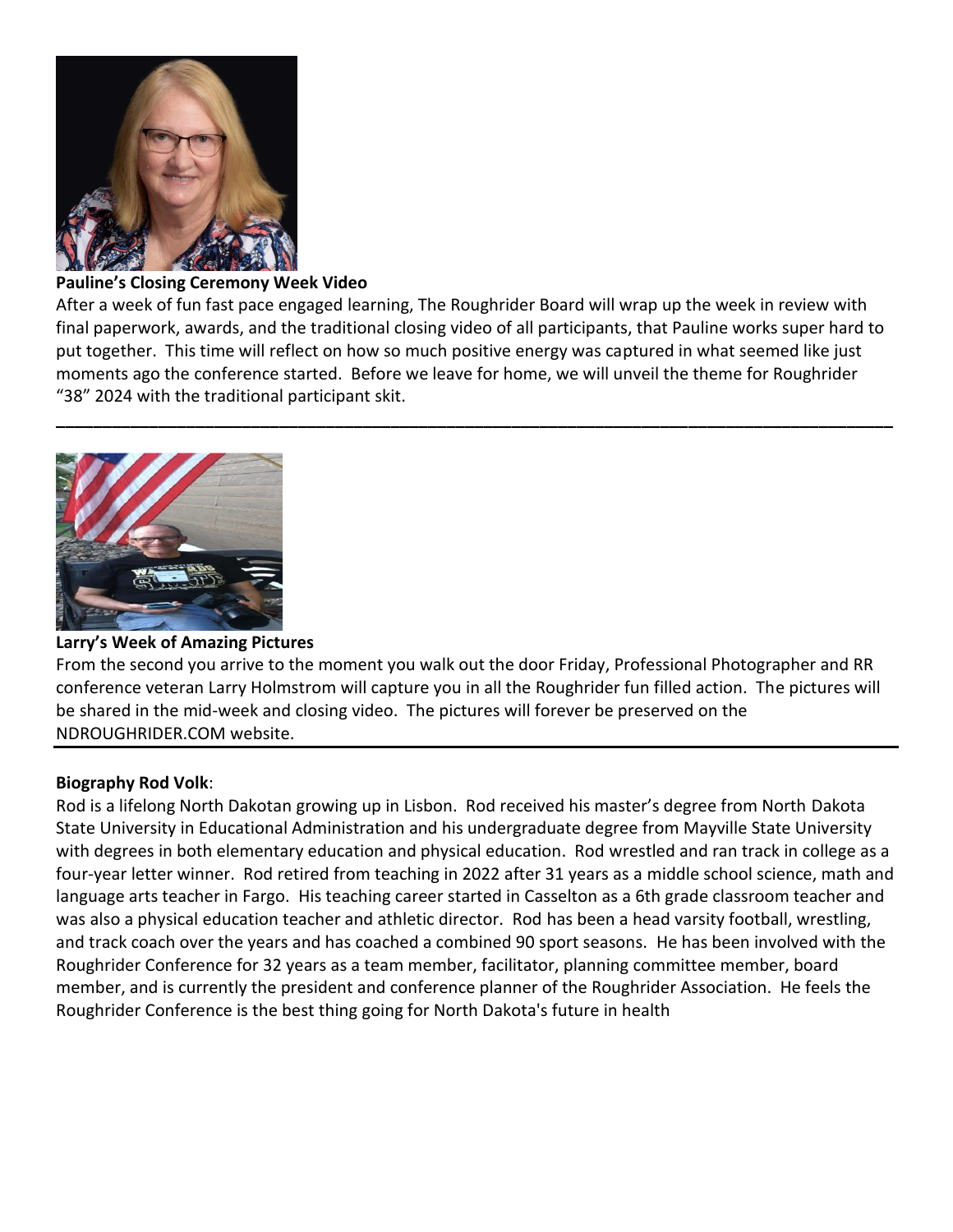**Pauline's Closing Ceremony Week Video**

After a week of fun fast pace engaged learning, The Roughrider Board will wrap up the week in review with final paperwork, awards, and the traditional closing video of all participants, that Pauline works super hard to put together. This time will reflect on how so much positive energy was captured in what seemed like just moments ago the conference started. Before we leave for home, we will unveil the theme for Roughrider "38" 2024 with the traditional participant skit.

---

**Larry's Week of Amazing Pictures**

From the second you arrive to the moment you walk out the door Friday, Professional Photographer and RR conference veteran Larry Holmstrom will capture you in all the Roughrider fun filled action. The pictures will be shared in the mid-week and closing video. The pictures will forever be preserved on the NDROUGHRIDER.COM website.

---

**Biography Rod Volk**:

Rod is a lifelong North Dakotan growing up in Lisbon. Rod received his master's degree from North Dakota State University in Educational Administration and his undergraduate degree from Mayville State University with degrees in both elementary education and physical education. Rod wrestled and ran track in college as a four-year letter winner. Rod retired from teaching in 2022 after 31 years as a middle school science, math and language arts teacher in Fargo. His teaching career started in Casselton as a 6th grade classroom teacher and was also a physical education teacher and athletic director. Rod has been a head varsity football, wrestling, and track coach over the years and has coached a combined 90 sport seasons. He has been involved with the Roughrider Conference for 32 years as a team member, facilitator, planning committee member, board member, and is currently the president and conference planner of the Roughrider Association. He feels the Roughrider Conference is the best thing going for North Dakota's future in health